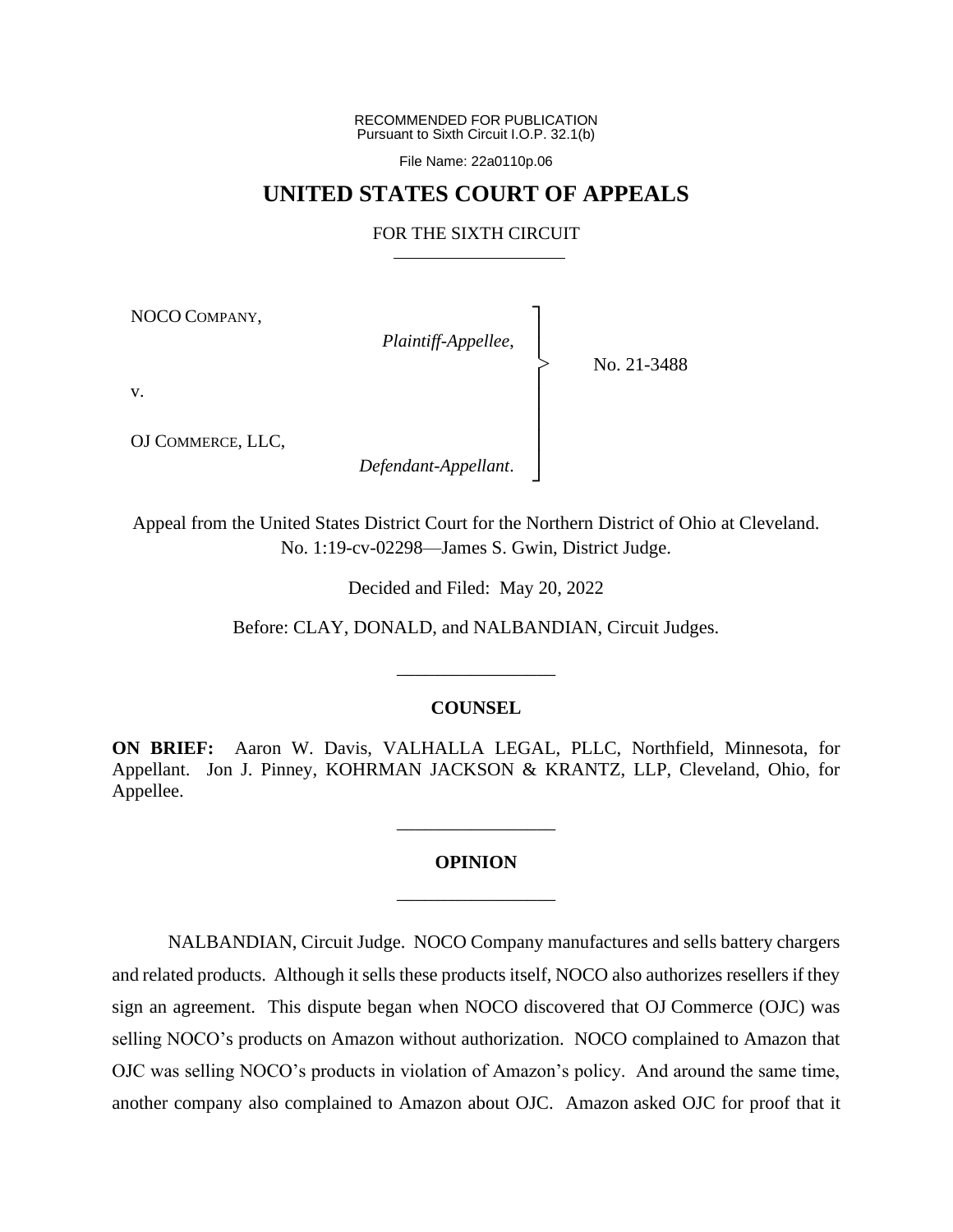RECOMMENDED FOR PUBLICATION
Pursuant to Sixth Circuit I.O.P. 32.1(b)

File Name: 22a0110p.06

# UNITED STATES COURT OF APPEALS

## FOR THE SIXTH CIRCUIT

NOCO COMPANY,

*Plaintiff-Appellee*,

v.

OJ COMMERCE, LLC,

*Defendant-Appellant*.

No. 21-3488

Appeal from the United States District Court for the Northern District of Ohio at Cleveland.
No. 1:19-cv-02298—James S. Gwin, District Judge.

Decided and Filed: May 20, 2022

Before: CLAY, DONALD, and NALBANDIAN, Circuit Judges.

---

## COUNSEL

**ON BRIEF:** Aaron W. Davis, VALHALLA LEGAL, PLLC, Northfield, Minnesota, for Appellant. Jon J. Pinney, KOHRMAN JACKSON & KRANTZ, LLP, Cleveland, Ohio, for Appellee.

---

## OPINION

---

NALBANDIAN, Circuit Judge. NOCO Company manufactures and sells battery chargers and related products. Although it sells these products itself, NOCO also authorizes resellers if they sign an agreement. This dispute began when NOCO discovered that OJ Commerce (OJC) was selling NOCO's products on Amazon without authorization. NOCO complained to Amazon that OJC was selling NOCO's products in violation of Amazon's policy. And around the same time, another company also complained to Amazon about OJC. Amazon asked OJC for proof that it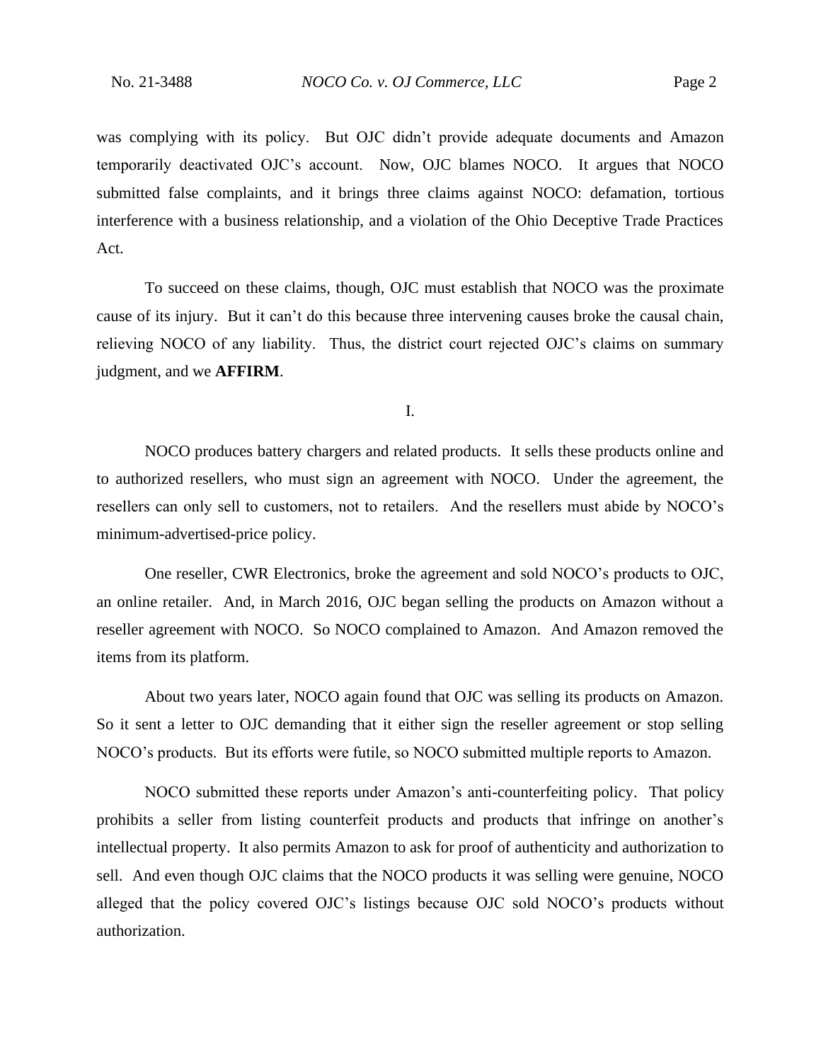was complying with its policy. But OJC didn't provide adequate documents and Amazon temporarily deactivated OJC's account. Now, OJC blames NOCO. It argues that NOCO submitted false complaints, and it brings three claims against NOCO: defamation, tortious interference with a business relationship, and a violation of the Ohio Deceptive Trade Practices Act.

To succeed on these claims, though, OJC must establish that NOCO was the proximate cause of its injury. But it can't do this because three intervening causes broke the causal chain, relieving NOCO of any liability. Thus, the district court rejected OJC's claims on summary judgment, and we **AFFIRM**.

## I.

NOCO produces battery chargers and related products. It sells these products online and to authorized resellers, who must sign an agreement with NOCO. Under the agreement, the resellers can only sell to customers, not to retailers. And the resellers must abide by NOCO's minimum-advertised-price policy.

One reseller, CWR Electronics, broke the agreement and sold NOCO's products to OJC, an online retailer. And, in March 2016, OJC began selling the products on Amazon without a reseller agreement with NOCO. So NOCO complained to Amazon. And Amazon removed the items from its platform.

About two years later, NOCO again found that OJC was selling its products on Amazon. So it sent a letter to OJC demanding that it either sign the reseller agreement or stop selling NOCO's products. But its efforts were futile, so NOCO submitted multiple reports to Amazon.

NOCO submitted these reports under Amazon's anti-counterfeiting policy. That policy prohibits a seller from listing counterfeit products and products that infringe on another's intellectual property. It also permits Amazon to ask for proof of authenticity and authorization to sell. And even though OJC claims that the NOCO products it was selling were genuine, NOCO alleged that the policy covered OJC's listings because OJC sold NOCO's products without authorization.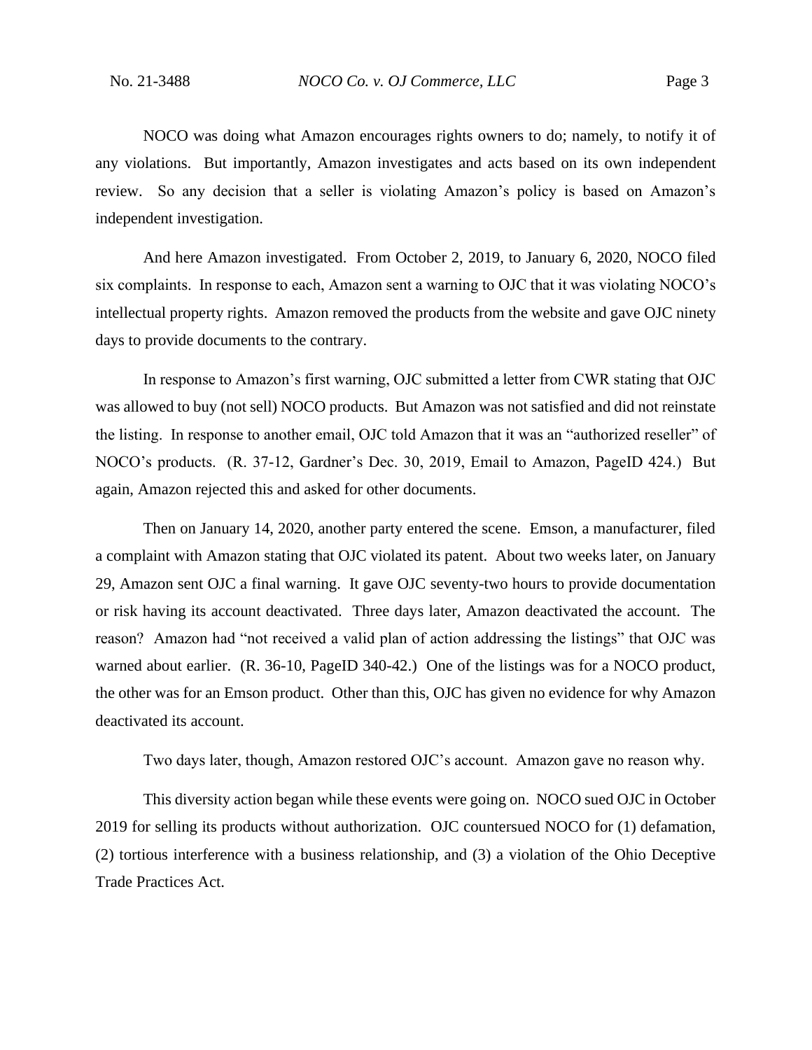NOCO was doing what Amazon encourages rights owners to do; namely, to notify it of any violations. But importantly, Amazon investigates and acts based on its own independent review. So any decision that a seller is violating Amazon's policy is based on Amazon's independent investigation.

And here Amazon investigated. From October 2, 2019, to January 6, 2020, NOCO filed six complaints. In response to each, Amazon sent a warning to OJC that it was violating NOCO's intellectual property rights. Amazon removed the products from the website and gave OJC ninety days to provide documents to the contrary.

In response to Amazon's first warning, OJC submitted a letter from CWR stating that OJC was allowed to buy (not sell) NOCO products. But Amazon was not satisfied and did not reinstate the listing. In response to another email, OJC told Amazon that it was an "authorized reseller" of NOCO's products. (R. 37-12, Gardner's Dec. 30, 2019, Email to Amazon, PageID 424.) But again, Amazon rejected this and asked for other documents.

Then on January 14, 2020, another party entered the scene. Emson, a manufacturer, filed a complaint with Amazon stating that OJC violated its patent. About two weeks later, on January 29, Amazon sent OJC a final warning. It gave OJC seventy-two hours to provide documentation or risk having its account deactivated. Three days later, Amazon deactivated the account. The reason? Amazon had "not received a valid plan of action addressing the listings" that OJC was warned about earlier. (R. 36-10, PageID 340-42.) One of the listings was for a NOCO product, the other was for an Emson product. Other than this, OJC has given no evidence for why Amazon deactivated its account.

Two days later, though, Amazon restored OJC's account. Amazon gave no reason why.

This diversity action began while these events were going on. NOCO sued OJC in October 2019 for selling its products without authorization. OJC countersued NOCO for (1) defamation, (2) tortious interference with a business relationship, and (3) a violation of the Ohio Deceptive Trade Practices Act.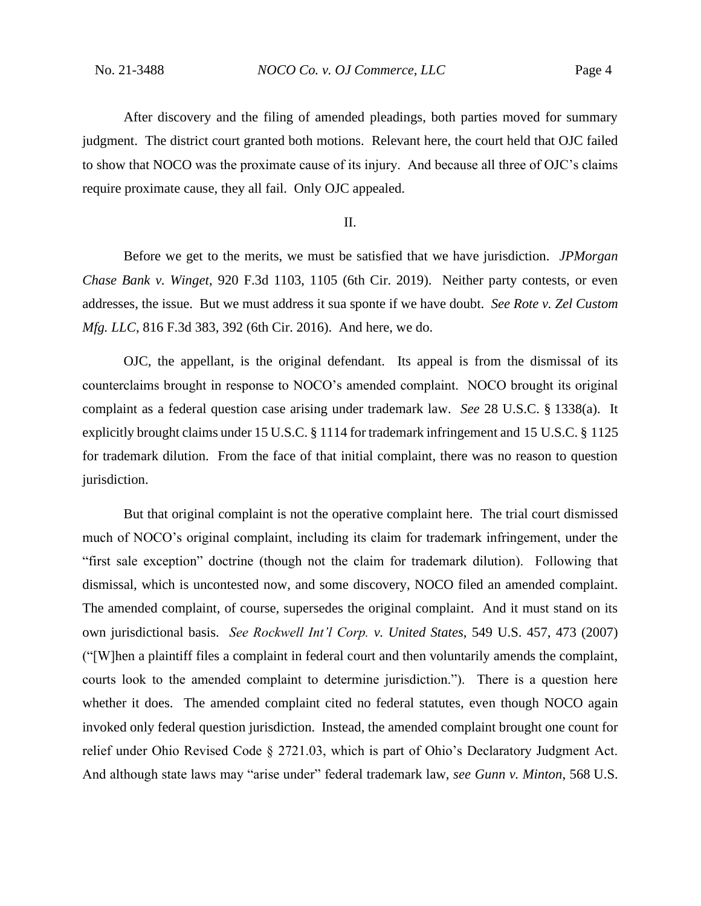After discovery and the filing of amended pleadings, both parties moved for summary judgment. The district court granted both motions. Relevant here, the court held that OJC failed to show that NOCO was the proximate cause of its injury. And because all three of OJC's claims require proximate cause, they all fail. Only OJC appealed.

## II.

Before we get to the merits, we must be satisfied that we have jurisdiction. *JPMorgan Chase Bank v. Winget*, 920 F.3d 1103, 1105 (6th Cir. 2019). Neither party contests, or even addresses, the issue. But we must address it sua sponte if we have doubt. *See Rote v. Zel Custom Mfg. LLC*, 816 F.3d 383, 392 (6th Cir. 2016). And here, we do.

OJC, the appellant, is the original defendant. Its appeal is from the dismissal of its counterclaims brought in response to NOCO's amended complaint. NOCO brought its original complaint as a federal question case arising under trademark law. *See* 28 U.S.C. § 1338(a). It explicitly brought claims under 15 U.S.C. § 1114 for trademark infringement and 15 U.S.C. § 1125 for trademark dilution. From the face of that initial complaint, there was no reason to question jurisdiction.

But that original complaint is not the operative complaint here. The trial court dismissed much of NOCO's original complaint, including its claim for trademark infringement, under the "first sale exception" doctrine (though not the claim for trademark dilution). Following that dismissal, which is uncontested now, and some discovery, NOCO filed an amended complaint. The amended complaint, of course, supersedes the original complaint. And it must stand on its own jurisdictional basis. *See Rockwell Int'l Corp. v. United States*, 549 U.S. 457, 473 (2007) ("[W]hen a plaintiff files a complaint in federal court and then voluntarily amends the complaint, courts look to the amended complaint to determine jurisdiction."). There is a question here whether it does. The amended complaint cited no federal statutes, even though NOCO again invoked only federal question jurisdiction. Instead, the amended complaint brought one count for relief under Ohio Revised Code § 2721.03, which is part of Ohio's Declaratory Judgment Act. And although state laws may "arise under" federal trademark law, *see Gunn v. Minton*, 568 U.S.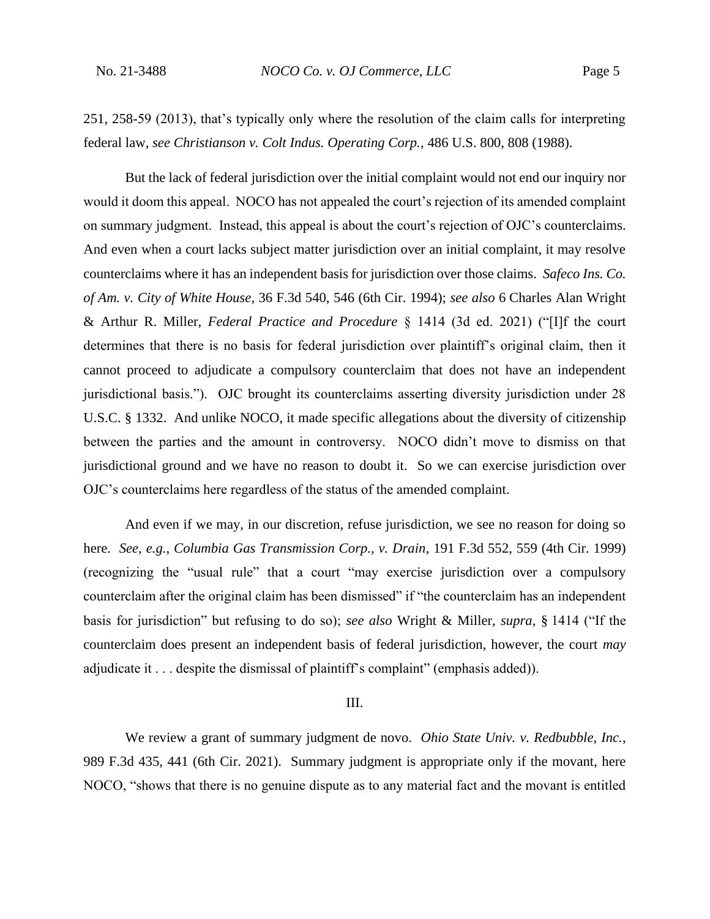251, 258-59 (2013), that's typically only where the resolution of the claim calls for interpreting federal law, *see Christianson v. Colt Indus. Operating Corp.*, 486 U.S. 800, 808 (1988).

But the lack of federal jurisdiction over the initial complaint would not end our inquiry nor would it doom this appeal. NOCO has not appealed the court's rejection of its amended complaint on summary judgment. Instead, this appeal is about the court's rejection of OJC's counterclaims. And even when a court lacks subject matter jurisdiction over an initial complaint, it may resolve counterclaims where it has an independent basis for jurisdiction over those claims. *Safeco Ins. Co. of Am. v. City of White House*, 36 F.3d 540, 546 (6th Cir. 1994); *see also* 6 Charles Alan Wright & Arthur R. Miller, *Federal Practice and Procedure* § 1414 (3d ed. 2021) ("[I]f the court determines that there is no basis for federal jurisdiction over plaintiff's original claim, then it cannot proceed to adjudicate a compulsory counterclaim that does not have an independent jurisdictional basis."). OJC brought its counterclaims asserting diversity jurisdiction under 28 U.S.C. § 1332. And unlike NOCO, it made specific allegations about the diversity of citizenship between the parties and the amount in controversy. NOCO didn't move to dismiss on that jurisdictional ground and we have no reason to doubt it. So we can exercise jurisdiction over OJC's counterclaims here regardless of the status of the amended complaint.

And even if we may, in our discretion, refuse jurisdiction, we see no reason for doing so here. *See, e.g.*, *Columbia Gas Transmission Corp., v. Drain*, 191 F.3d 552, 559 (4th Cir. 1999) (recognizing the "usual rule" that a court "may exercise jurisdiction over a compulsory counterclaim after the original claim has been dismissed" if "the counterclaim has an independent basis for jurisdiction" but refusing to do so); *see also* Wright & Miller, *supra*, § 1414 ("If the counterclaim does present an independent basis of federal jurisdiction, however, the court *may* adjudicate it . . . despite the dismissal of plaintiff's complaint" (emphasis added)).

## III.

We review a grant of summary judgment de novo. *Ohio State Univ. v. Redbubble, Inc.*, 989 F.3d 435, 441 (6th Cir. 2021). Summary judgment is appropriate only if the movant, here NOCO, "shows that there is no genuine dispute as to any material fact and the movant is entitled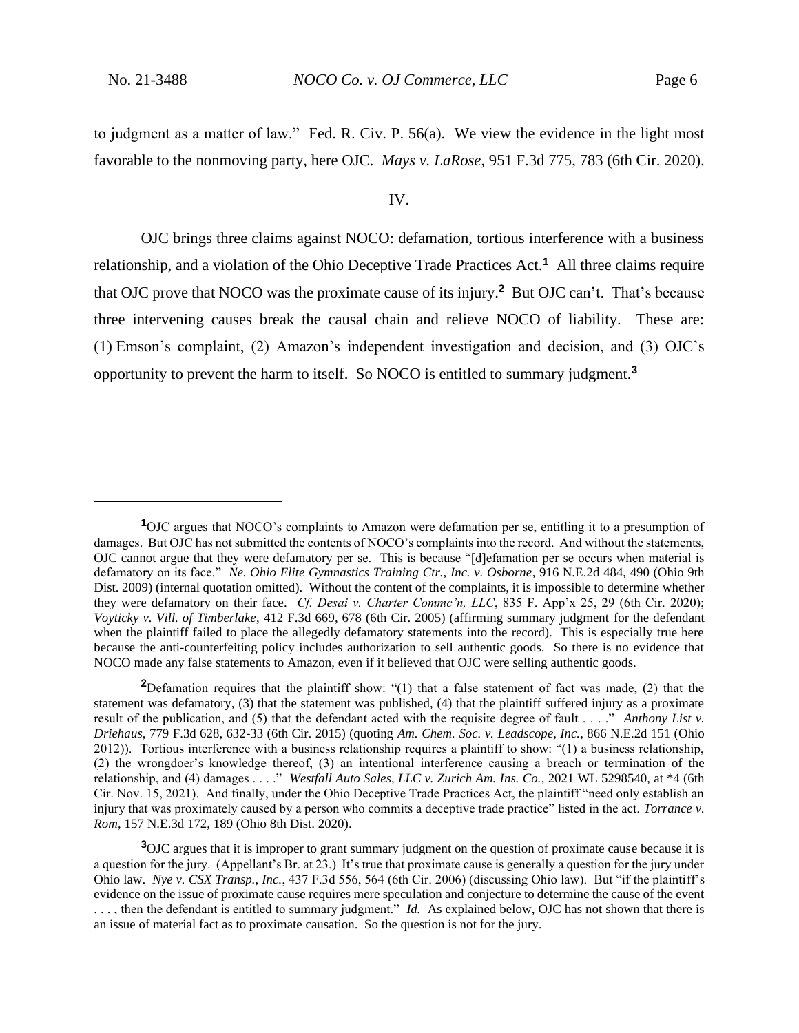to judgment as a matter of law." Fed. R. Civ. P. 56(a). We view the evidence in the light most favorable to the nonmoving party, here OJC. *Mays v. LaRose*, 951 F.3d 775, 783 (6th Cir. 2020).

## IV.

OJC brings three claims against NOCO: defamation, tortious interference with a business relationship, and a violation of the Ohio Deceptive Trade Practices Act.[1] All three claims require that OJC prove that NOCO was the proximate cause of its injury.[2] But OJC can't. That's because three intervening causes break the causal chain and relieve NOCO of liability. These are: (1) Emson's complaint, (2) Amazon's independent investigation and decision, and (3) OJC's opportunity to prevent the harm to itself. So NOCO is entitled to summary judgment.[3]

---

[1] OJC argues that NOCO's complaints to Amazon were defamation per se, entitling it to a presumption of damages. But OJC has not submitted the contents of NOCO's complaints into the record. And without the statements, OJC cannot argue that they were defamatory per se. This is because "[d]efamation per se occurs when material is defamatory on its face." *Ne. Ohio Elite Gymnastics Training Ctr., Inc. v. Osborne*, 916 N.E.2d 484, 490 (Ohio 9th Dist. 2009) (internal quotation omitted). Without the content of the complaints, it is impossible to determine whether they were defamatory on their face. *Cf. Desai v. Charter Commc'n, LLC*, 835 F. App'x 25, 29 (6th Cir. 2020); *Voyticky v. Vill. of Timberlake*, 412 F.3d 669, 678 (6th Cir. 2005) (affirming summary judgment for the defendant when the plaintiff failed to place the allegedly defamatory statements into the record). This is especially true here because the anti-counterfeiting policy includes authorization to sell authentic goods. So there is no evidence that NOCO made any false statements to Amazon, even if it believed that OJC were selling authentic goods.

[2] Defamation requires that the plaintiff show: "(1) that a false statement of fact was made, (2) that the statement was defamatory, (3) that the statement was published, (4) that the plaintiff suffered injury as a proximate result of the publication, and (5) that the defendant acted with the requisite degree of fault . . . ." *Anthony List v. Driehaus*, 779 F.3d 628, 632-33 (6th Cir. 2015) (quoting *Am. Chem. Soc. v. Leadscope, Inc.*, 866 N.E.2d 151 (Ohio 2012)). Tortious interference with a business relationship requires a plaintiff to show: "(1) a business relationship, (2) the wrongdoer's knowledge thereof, (3) an intentional interference causing a breach or termination of the relationship, and (4) damages . . . ." *Westfall Auto Sales, LLC v. Zurich Am. Ins. Co.*, 2021 WL 5298540, at *4 (6th Cir. Nov. 15, 2021). And finally, under the Ohio Deceptive Trade Practices Act, the plaintiff "need only establish an injury that was proximately caused by a person who commits a deceptive trade practice" listed in the act. *Torrance v. Rom*, 157 N.E.3d 172, 189 (Ohio 8th Dist. 2020).

[3] OJC argues that it is improper to grant summary judgment on the question of proximate cause because it is a question for the jury. (Appellant's Br. at 23.) It's true that proximate cause is generally a question for the jury under Ohio law. *Nye v. CSX Transp., Inc.*, 437 F.3d 556, 564 (6th Cir. 2006) (discussing Ohio law). But "if the plaintiff's evidence on the issue of proximate cause requires mere speculation and conjecture to determine the cause of the event . . . , then the defendant is entitled to summary judgment." *Id.* As explained below, OJC has not shown that there is an issue of material fact as to proximate causation. So the question is not for the jury.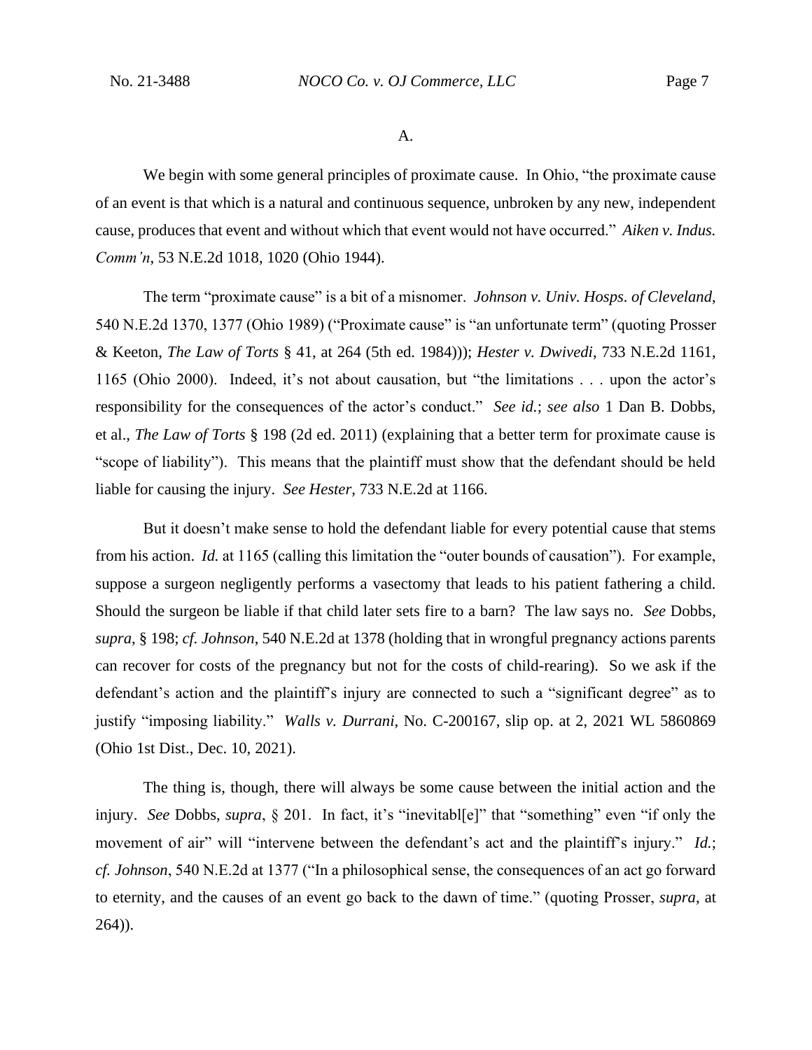A.

We begin with some general principles of proximate cause. In Ohio, "the proximate cause of an event is that which is a natural and continuous sequence, unbroken by any new, independent cause, produces that event and without which that event would not have occurred." *Aiken v. Indus. Comm'n*, 53 N.E.2d 1018, 1020 (Ohio 1944).

The term "proximate cause" is a bit of a misnomer. *Johnson v. Univ. Hosps. of Cleveland*, 540 N.E.2d 1370, 1377 (Ohio 1989) ("Proximate cause" is "an unfortunate term" (quoting Prosser & Keeton, *The Law of Torts* § 41, at 264 (5th ed. 1984))); *Hester v. Dwivedi*, 733 N.E.2d 1161, 1165 (Ohio 2000). Indeed, it's not about causation, but "the limitations . . . upon the actor's responsibility for the consequences of the actor's conduct." *See id.*; *see also* 1 Dan B. Dobbs, et al., *The Law of Torts* § 198 (2d ed. 2011) (explaining that a better term for proximate cause is "scope of liability"). This means that the plaintiff must show that the defendant should be held liable for causing the injury. *See Hester*, 733 N.E.2d at 1166.

But it doesn't make sense to hold the defendant liable for every potential cause that stems from his action. *Id.* at 1165 (calling this limitation the "outer bounds of causation"). For example, suppose a surgeon negligently performs a vasectomy that leads to his patient fathering a child. Should the surgeon be liable if that child later sets fire to a barn? The law says no. *See* Dobbs, *supra*, § 198; *cf. Johnson*, 540 N.E.2d at 1378 (holding that in wrongful pregnancy actions parents can recover for costs of the pregnancy but not for the costs of child-rearing). So we ask if the defendant's action and the plaintiff's injury are connected to such a "significant degree" as to justify "imposing liability." *Walls v. Durrani*, No. C-200167, slip op. at 2, 2021 WL 5860869 (Ohio 1st Dist., Dec. 10, 2021).

The thing is, though, there will always be some cause between the initial action and the injury. *See* Dobbs, *supra*, § 201. In fact, it's "inevitabl[e]" that "something" even "if only the movement of air" will "intervene between the defendant's act and the plaintiff's injury." *Id.*; *cf. Johnson*, 540 N.E.2d at 1377 ("In a philosophical sense, the consequences of an act go forward to eternity, and the causes of an event go back to the dawn of time." (quoting Prosser, *supra*, at 264)).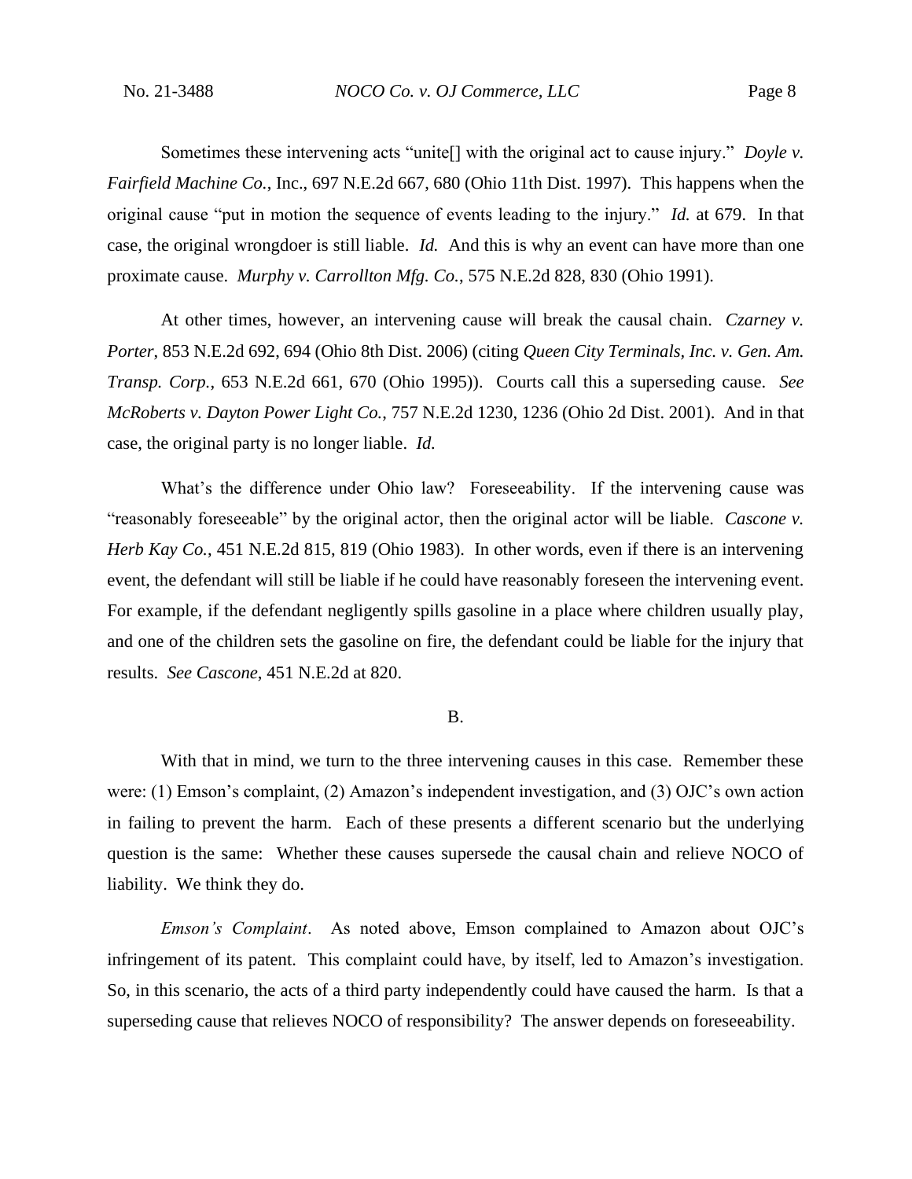Sometimes these intervening acts "unite[] with the original act to cause injury." *Doyle v. Fairfield Machine Co.*, Inc., 697 N.E.2d 667, 680 (Ohio 11th Dist. 1997). This happens when the original cause "put in motion the sequence of events leading to the injury." *Id.* at 679. In that case, the original wrongdoer is still liable. *Id.* And this is why an event can have more than one proximate cause. *Murphy v. Carrollton Mfg. Co.*, 575 N.E.2d 828, 830 (Ohio 1991).

At other times, however, an intervening cause will break the causal chain. *Czarney v. Porter*, 853 N.E.2d 692, 694 (Ohio 8th Dist. 2006) (citing *Queen City Terminals, Inc. v. Gen. Am. Transp. Corp.*, 653 N.E.2d 661, 670 (Ohio 1995)). Courts call this a superseding cause. *See McRoberts v. Dayton Power Light Co.*, 757 N.E.2d 1230, 1236 (Ohio 2d Dist. 2001). And in that case, the original party is no longer liable. *Id.*

What's the difference under Ohio law? Foreseeability. If the intervening cause was "reasonably foreseeable" by the original actor, then the original actor will be liable. *Cascone v. Herb Kay Co.*, 451 N.E.2d 815, 819 (Ohio 1983). In other words, even if there is an intervening event, the defendant will still be liable if he could have reasonably foreseen the intervening event. For example, if the defendant negligently spills gasoline in a place where children usually play, and one of the children sets the gasoline on fire, the defendant could be liable for the injury that results. *See Cascone*, 451 N.E.2d at 820.

## B.

With that in mind, we turn to the three intervening causes in this case. Remember these were: (1) Emson's complaint, (2) Amazon's independent investigation, and (3) OJC's own action in failing to prevent the harm. Each of these presents a different scenario but the underlying question is the same: Whether these causes supersede the causal chain and relieve NOCO of liability. We think they do.

*Emson's Complaint*. As noted above, Emson complained to Amazon about OJC's infringement of its patent. This complaint could have, by itself, led to Amazon's investigation. So, in this scenario, the acts of a third party independently could have caused the harm. Is that a superseding cause that relieves NOCO of responsibility? The answer depends on foreseeability.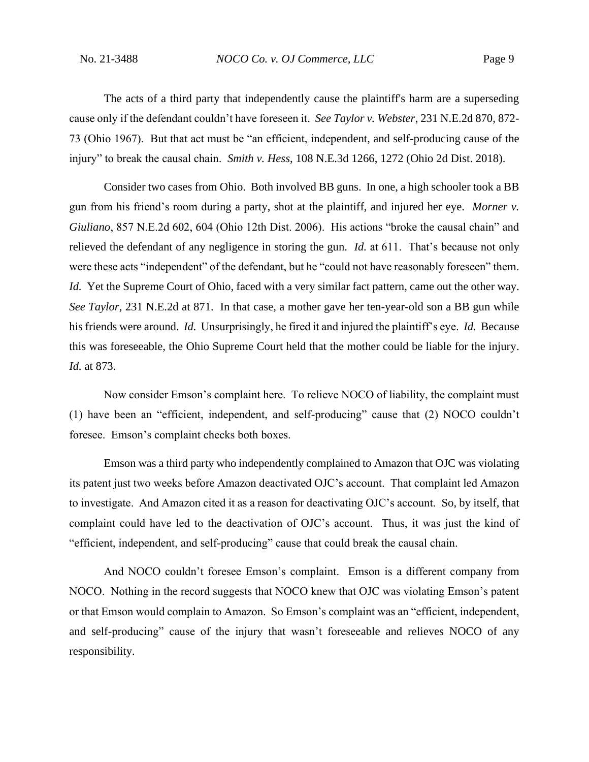The acts of a third party that independently cause the plaintiff's harm are a superseding cause only if the defendant couldn't have foreseen it. *See Taylor v. Webster*, 231 N.E.2d 870, 872-73 (Ohio 1967). But that act must be "an efficient, independent, and self-producing cause of the injury" to break the causal chain. *Smith v. Hess*, 108 N.E.3d 1266, 1272 (Ohio 2d Dist. 2018).

Consider two cases from Ohio. Both involved BB guns. In one, a high schooler took a BB gun from his friend's room during a party, shot at the plaintiff, and injured her eye. *Morner v. Giuliano*, 857 N.E.2d 602, 604 (Ohio 12th Dist. 2006). His actions "broke the causal chain" and relieved the defendant of any negligence in storing the gun. *Id.* at 611. That's because not only were these acts "independent" of the defendant, but he "could not have reasonably foreseen" them. *Id.* Yet the Supreme Court of Ohio, faced with a very similar fact pattern, came out the other way. *See Taylor*, 231 N.E.2d at 871. In that case, a mother gave her ten-year-old son a BB gun while his friends were around. *Id.* Unsurprisingly, he fired it and injured the plaintiff's eye. *Id.* Because this was foreseeable, the Ohio Supreme Court held that the mother could be liable for the injury. *Id.* at 873.

Now consider Emson's complaint here. To relieve NOCO of liability, the complaint must (1) have been an "efficient, independent, and self-producing" cause that (2) NOCO couldn't foresee. Emson's complaint checks both boxes.

Emson was a third party who independently complained to Amazon that OJC was violating its patent just two weeks before Amazon deactivated OJC's account. That complaint led Amazon to investigate. And Amazon cited it as a reason for deactivating OJC's account. So, by itself, that complaint could have led to the deactivation of OJC's account. Thus, it was just the kind of "efficient, independent, and self-producing" cause that could break the causal chain.

And NOCO couldn't foresee Emson's complaint. Emson is a different company from NOCO. Nothing in the record suggests that NOCO knew that OJC was violating Emson's patent or that Emson would complain to Amazon. So Emson's complaint was an "efficient, independent, and self-producing" cause of the injury that wasn't foreseeable and relieves NOCO of any responsibility.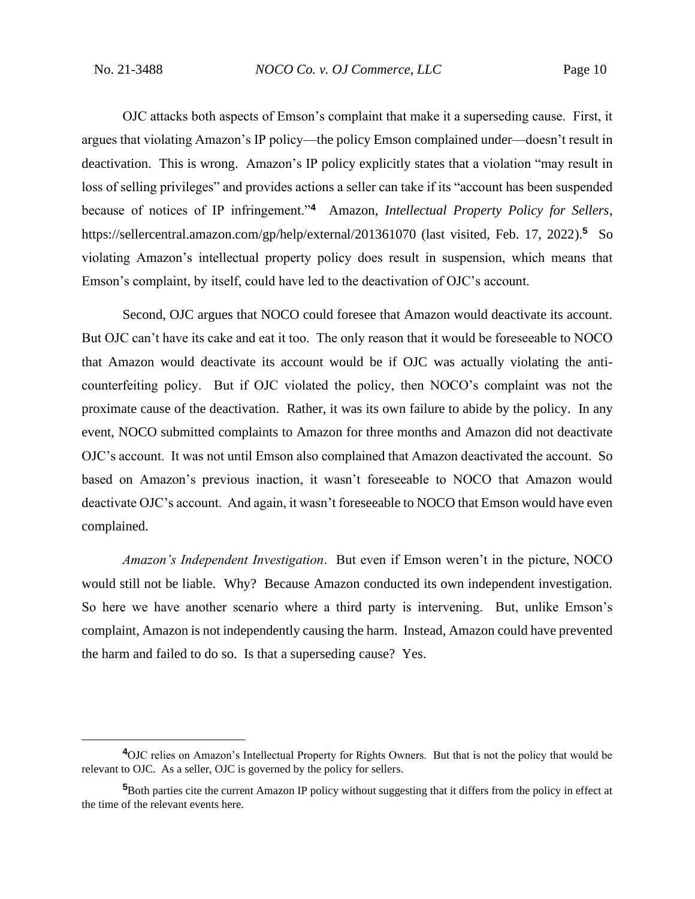OJC attacks both aspects of Emson's complaint that make it a superseding cause. First, it argues that violating Amazon's IP policy—the policy Emson complained under—doesn't result in deactivation. This is wrong. Amazon's IP policy explicitly states that a violation "may result in loss of selling privileges" and provides actions a seller can take if its "account has been suspended because of notices of IP infringement."[4] Amazon, *Intellectual Property Policy for Sellers*, https://sellercentral.amazon.com/gp/help/external/201361070 (last visited, Feb. 17, 2022).[5] So violating Amazon's intellectual property policy does result in suspension, which means that Emson's complaint, by itself, could have led to the deactivation of OJC's account.

Second, OJC argues that NOCO could foresee that Amazon would deactivate its account. But OJC can't have its cake and eat it too. The only reason that it would be foreseeable to NOCO that Amazon would deactivate its account would be if OJC was actually violating the anti-counterfeiting policy. But if OJC violated the policy, then NOCO's complaint was not the proximate cause of the deactivation. Rather, it was its own failure to abide by the policy. In any event, NOCO submitted complaints to Amazon for three months and Amazon did not deactivate OJC's account. It was not until Emson also complained that Amazon deactivated the account. So based on Amazon's previous inaction, it wasn't foreseeable to NOCO that Amazon would deactivate OJC's account. And again, it wasn't foreseeable to NOCO that Emson would have even complained.

*Amazon's Independent Investigation*. But even if Emson weren't in the picture, NOCO would still not be liable. Why? Because Amazon conducted its own independent investigation. So here we have another scenario where a third party is intervening. But, unlike Emson's complaint, Amazon is not independently causing the harm. Instead, Amazon could have prevented the harm and failed to do so. Is that a superseding cause? Yes.

---

[4] OJC relies on Amazon's Intellectual Property for Rights Owners. But that is not the policy that would be relevant to OJC. As a seller, OJC is governed by the policy for sellers.

[5] Both parties cite the current Amazon IP policy without suggesting that it differs from the policy in effect at the time of the relevant events here.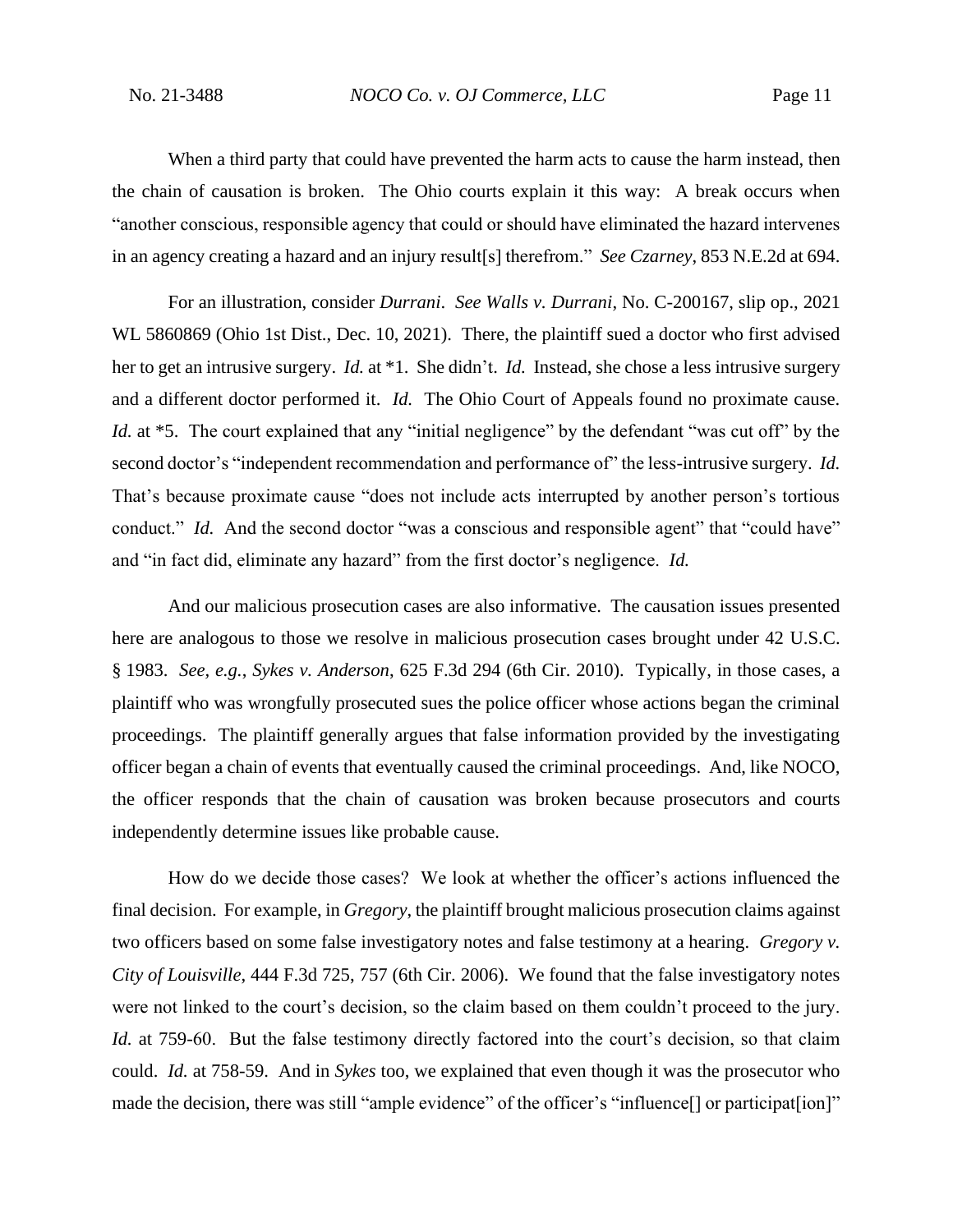When a third party that could have prevented the harm acts to cause the harm instead, then the chain of causation is broken. The Ohio courts explain it this way: A break occurs when "another conscious, responsible agency that could or should have eliminated the hazard intervenes in an agency creating a hazard and an injury result[s] therefrom." *See Czarney*, 853 N.E.2d at 694.

For an illustration, consider *Durrani*. *See Walls v. Durrani*, No. C-200167, slip op., 2021 WL 5860869 (Ohio 1st Dist., Dec. 10, 2021). There, the plaintiff sued a doctor who first advised her to get an intrusive surgery. *Id.* at \*1. She didn't. *Id.* Instead, she chose a less intrusive surgery and a different doctor performed it. *Id.* The Ohio Court of Appeals found no proximate cause. *Id.* at \*5. The court explained that any "initial negligence" by the defendant "was cut off" by the second doctor's "independent recommendation and performance of" the less-intrusive surgery. *Id.* That's because proximate cause "does not include acts interrupted by another person's tortious conduct." *Id.* And the second doctor "was a conscious and responsible agent" that "could have" and "in fact did, eliminate any hazard" from the first doctor's negligence. *Id.*

And our malicious prosecution cases are also informative. The causation issues presented here are analogous to those we resolve in malicious prosecution cases brought under 42 U.S.C. § 1983. *See, e.g.*, *Sykes v. Anderson*, 625 F.3d 294 (6th Cir. 2010). Typically, in those cases, a plaintiff who was wrongfully prosecuted sues the police officer whose actions began the criminal proceedings. The plaintiff generally argues that false information provided by the investigating officer began a chain of events that eventually caused the criminal proceedings. And, like NOCO, the officer responds that the chain of causation was broken because prosecutors and courts independently determine issues like probable cause.

How do we decide those cases? We look at whether the officer's actions influenced the final decision. For example, in *Gregory*, the plaintiff brought malicious prosecution claims against two officers based on some false investigatory notes and false testimony at a hearing. *Gregory v. City of Louisville*, 444 F.3d 725, 757 (6th Cir. 2006). We found that the false investigatory notes were not linked to the court's decision, so the claim based on them couldn't proceed to the jury. *Id.* at 759-60. But the false testimony directly factored into the court's decision, so that claim could. *Id.* at 758-59. And in *Sykes* too, we explained that even though it was the prosecutor who made the decision, there was still "ample evidence" of the officer's "influence[] or participat[ion]"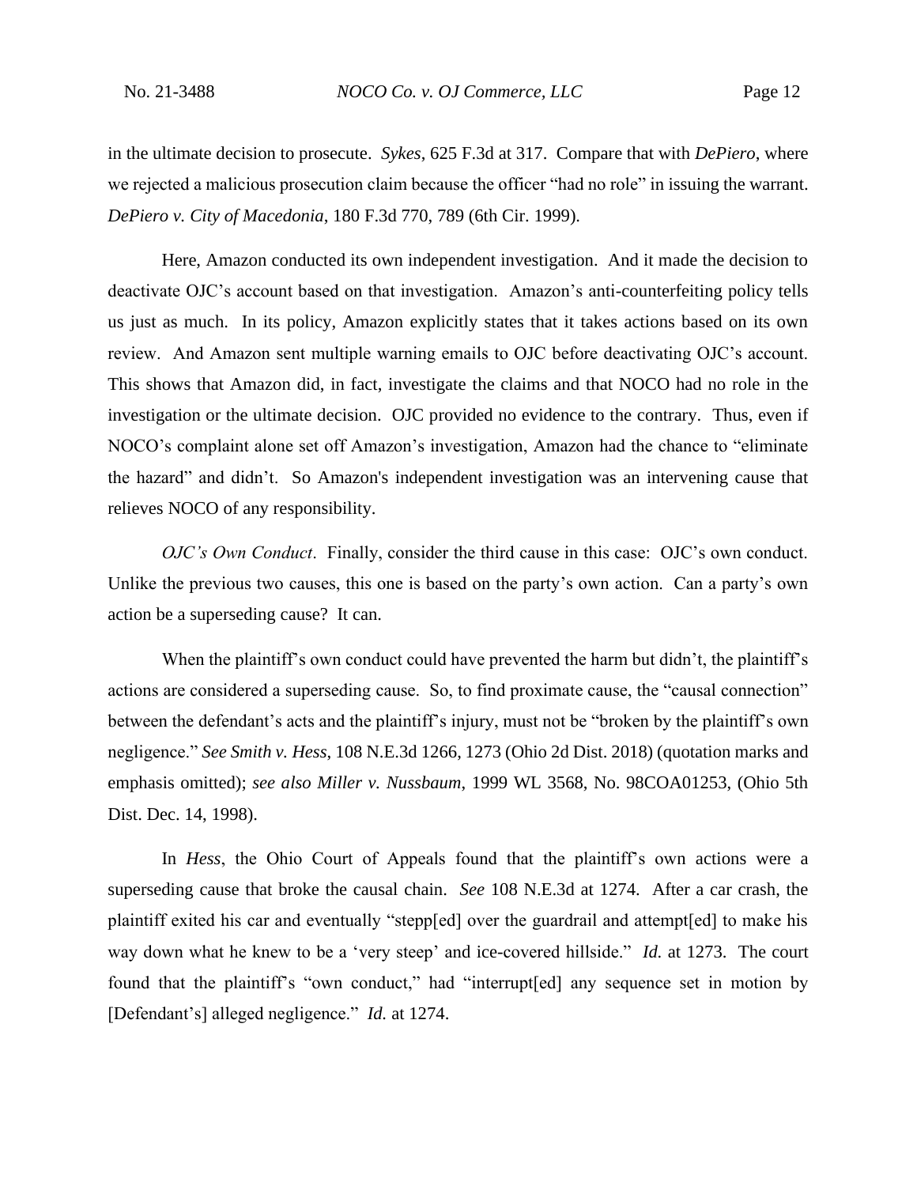in the ultimate decision to prosecute. *Sykes*, 625 F.3d at 317. Compare that with *DePiero*, where we rejected a malicious prosecution claim because the officer "had no role" in issuing the warrant. *DePiero v. City of Macedonia*, 180 F.3d 770, 789 (6th Cir. 1999).

Here, Amazon conducted its own independent investigation. And it made the decision to deactivate OJC's account based on that investigation. Amazon's anti-counterfeiting policy tells us just as much. In its policy, Amazon explicitly states that it takes actions based on its own review. And Amazon sent multiple warning emails to OJC before deactivating OJC's account. This shows that Amazon did, in fact, investigate the claims and that NOCO had no role in the investigation or the ultimate decision. OJC provided no evidence to the contrary. Thus, even if NOCO's complaint alone set off Amazon's investigation, Amazon had the chance to "eliminate the hazard" and didn't. So Amazon's independent investigation was an intervening cause that relieves NOCO of any responsibility.

*OJC's Own Conduct*. Finally, consider the third cause in this case: OJC's own conduct. Unlike the previous two causes, this one is based on the party's own action. Can a party's own action be a superseding cause? It can.

When the plaintiff's own conduct could have prevented the harm but didn't, the plaintiff's actions are considered a superseding cause. So, to find proximate cause, the "causal connection" between the defendant's acts and the plaintiff's injury, must not be "broken by the plaintiff's own negligence." *See Smith v. Hess*, 108 N.E.3d 1266, 1273 (Ohio 2d Dist. 2018) (quotation marks and emphasis omitted); *see also Miller v. Nussbaum*, 1999 WL 3568, No. 98COA01253, (Ohio 5th Dist. Dec. 14, 1998).

In *Hess*, the Ohio Court of Appeals found that the plaintiff's own actions were a superseding cause that broke the causal chain. *See* 108 N.E.3d at 1274. After a car crash, the plaintiff exited his car and eventually "stepp[ed] over the guardrail and attempt[ed] to make his way down what he knew to be a 'very steep' and ice-covered hillside." *Id.* at 1273. The court found that the plaintiff's "own conduct," had "interrupt[ed] any sequence set in motion by [Defendant's] alleged negligence." *Id.* at 1274.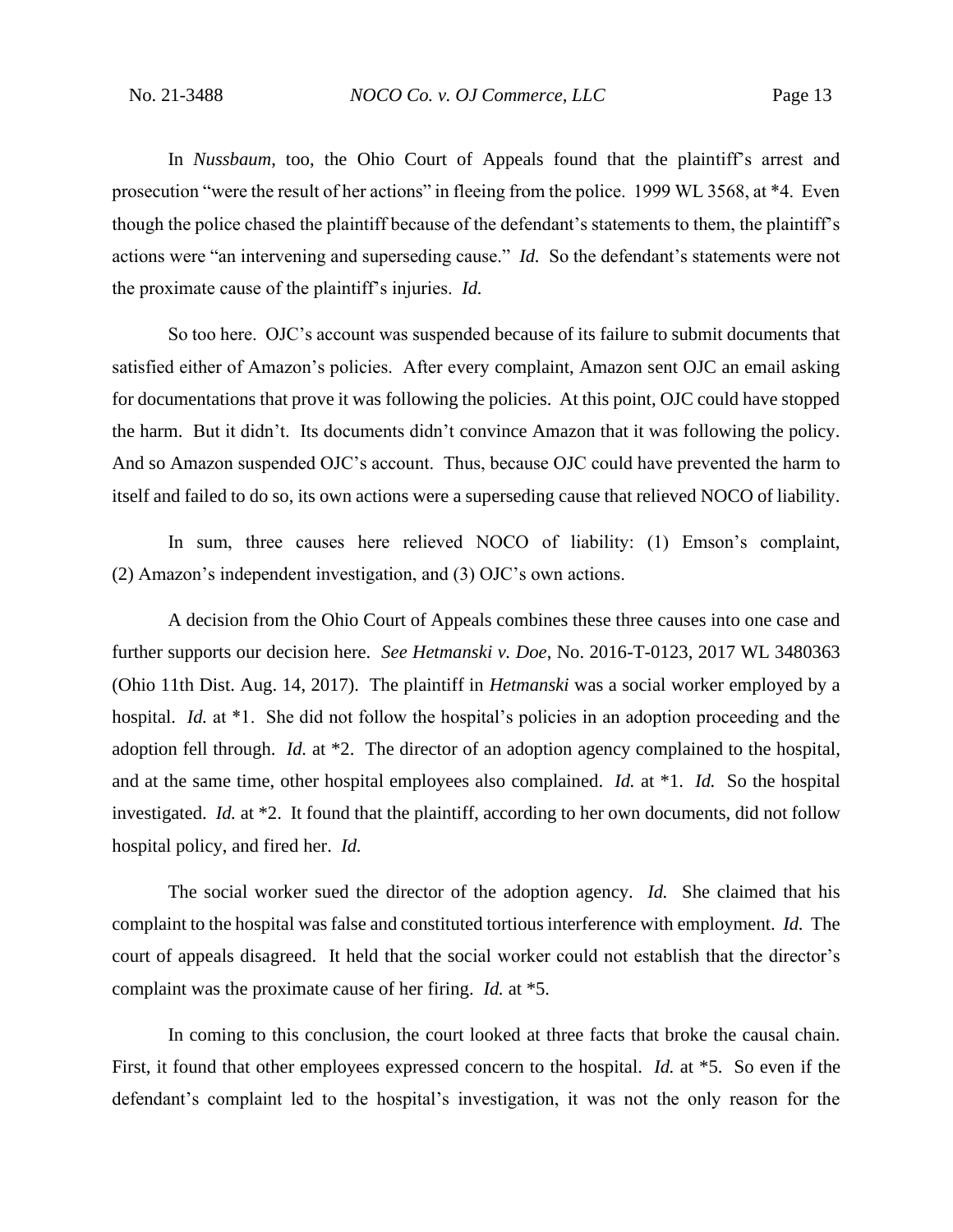In *Nussbaum*, too, the Ohio Court of Appeals found that the plaintiff's arrest and prosecution "were the result of her actions" in fleeing from the police. 1999 WL 3568, at *4. Even though the police chased the plaintiff because of the defendant's statements to them, the plaintiff's actions were "an intervening and superseding cause." *Id.* So the defendant's statements were not the proximate cause of the plaintiff's injuries. *Id.*

So too here. OJC's account was suspended because of its failure to submit documents that satisfied either of Amazon's policies. After every complaint, Amazon sent OJC an email asking for documentations that prove it was following the policies. At this point, OJC could have stopped the harm. But it didn't. Its documents didn't convince Amazon that it was following the policy. And so Amazon suspended OJC's account. Thus, because OJC could have prevented the harm to itself and failed to do so, its own actions were a superseding cause that relieved NOCO of liability.

In sum, three causes here relieved NOCO of liability: (1) Emson's complaint, (2) Amazon's independent investigation, and (3) OJC's own actions.

A decision from the Ohio Court of Appeals combines these three causes into one case and further supports our decision here. *See Hetmanski v. Doe*, No. 2016-T-0123, 2017 WL 3480363 (Ohio 11th Dist. Aug. 14, 2017). The plaintiff in *Hetmanski* was a social worker employed by a hospital. *Id.* at *1. She did not follow the hospital's policies in an adoption proceeding and the adoption fell through. *Id.* at *2. The director of an adoption agency complained to the hospital, and at the same time, other hospital employees also complained. *Id.* at *1. *Id.* So the hospital investigated. *Id.* at *2. It found that the plaintiff, according to her own documents, did not follow hospital policy, and fired her. *Id.*

The social worker sued the director of the adoption agency. *Id.* She claimed that his complaint to the hospital was false and constituted tortious interference with employment. *Id.* The court of appeals disagreed. It held that the social worker could not establish that the director's complaint was the proximate cause of her firing. *Id.* at *5.

In coming to this conclusion, the court looked at three facts that broke the causal chain. First, it found that other employees expressed concern to the hospital. *Id.* at *5. So even if the defendant's complaint led to the hospital's investigation, it was not the only reason for the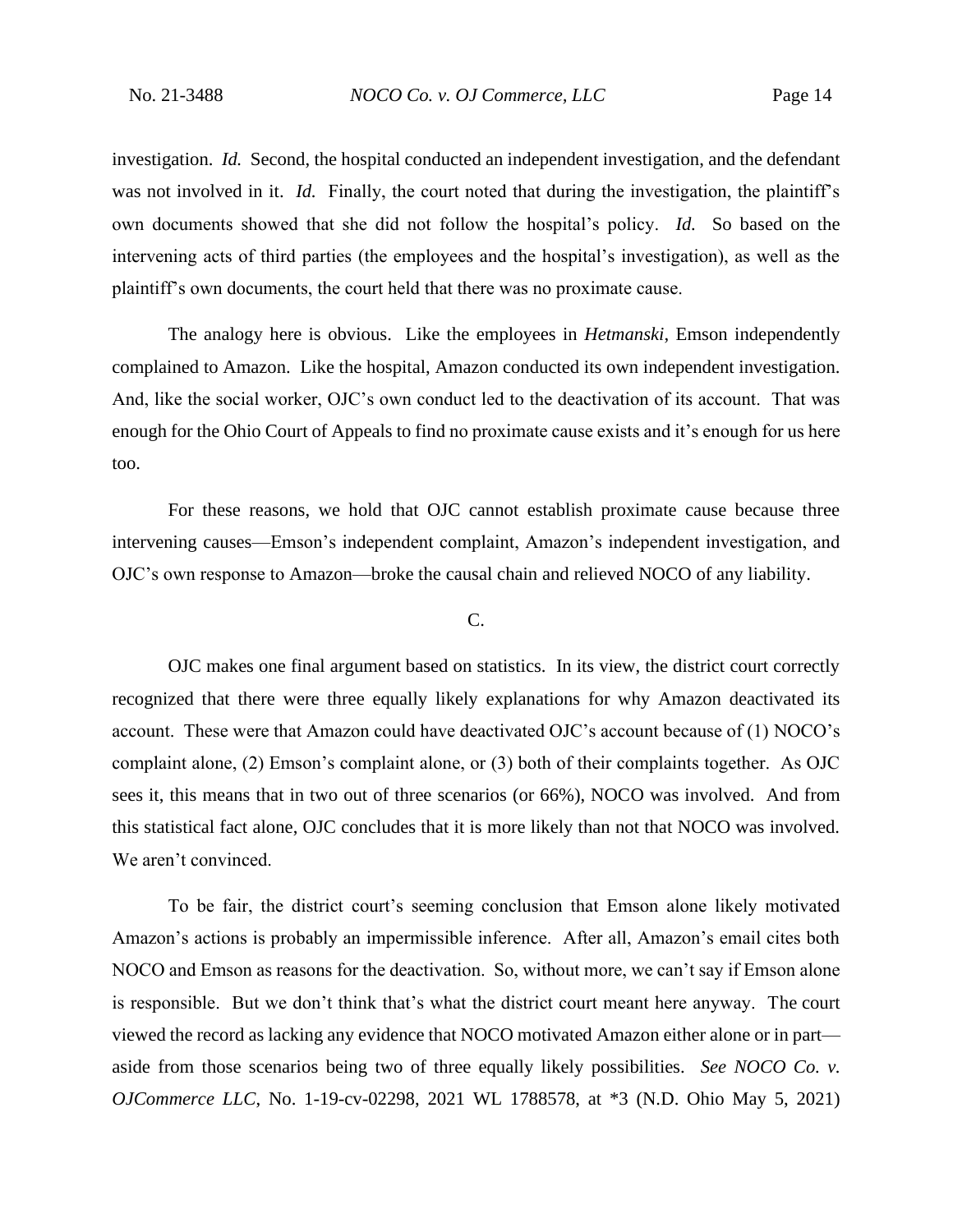investigation. *Id.* Second, the hospital conducted an independent investigation, and the defendant was not involved in it. *Id.* Finally, the court noted that during the investigation, the plaintiff's own documents showed that she did not follow the hospital's policy. *Id.* So based on the intervening acts of third parties (the employees and the hospital's investigation), as well as the plaintiff's own documents, the court held that there was no proximate cause.

The analogy here is obvious. Like the employees in *Hetmanski*, Emson independently complained to Amazon. Like the hospital, Amazon conducted its own independent investigation. And, like the social worker, OJC's own conduct led to the deactivation of its account. That was enough for the Ohio Court of Appeals to find no proximate cause exists and it's enough for us here too.

For these reasons, we hold that OJC cannot establish proximate cause because three intervening causes—Emson's independent complaint, Amazon's independent investigation, and OJC's own response to Amazon—broke the causal chain and relieved NOCO of any liability.

C.

OJC makes one final argument based on statistics. In its view, the district court correctly recognized that there were three equally likely explanations for why Amazon deactivated its account. These were that Amazon could have deactivated OJC's account because of (1) NOCO's complaint alone, (2) Emson's complaint alone, or (3) both of their complaints together. As OJC sees it, this means that in two out of three scenarios (or 66%), NOCO was involved. And from this statistical fact alone, OJC concludes that it is more likely than not that NOCO was involved. We aren't convinced.

To be fair, the district court's seeming conclusion that Emson alone likely motivated Amazon's actions is probably an impermissible inference. After all, Amazon's email cites both NOCO and Emson as reasons for the deactivation. So, without more, we can't say if Emson alone is responsible. But we don't think that's what the district court meant here anyway. The court viewed the record as lacking any evidence that NOCO motivated Amazon either alone or in part—aside from those scenarios being two of three equally likely possibilities. *See NOCO Co. v. OJCommerce LLC*, No. 1-19-cv-02298, 2021 WL 1788578, at *3 (N.D. Ohio May 5, 2021)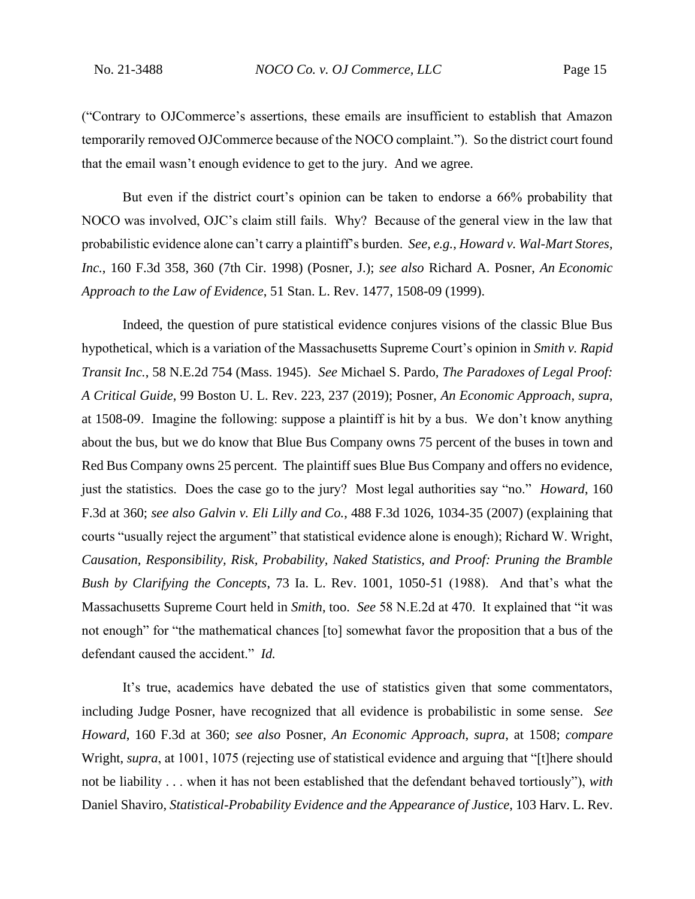("Contrary to OJCommerce's assertions, these emails are insufficient to establish that Amazon temporarily removed OJCommerce because of the NOCO complaint."). So the district court found that the email wasn't enough evidence to get to the jury. And we agree.

But even if the district court's opinion can be taken to endorse a 66% probability that NOCO was involved, OJC's claim still fails. Why? Because of the general view in the law that probabilistic evidence alone can't carry a plaintiff's burden. *See, e.g.*, *Howard v. Wal-Mart Stores, Inc.*, 160 F.3d 358, 360 (7th Cir. 1998) (Posner, J.); *see also* Richard A. Posner, *An Economic Approach to the Law of Evidence*, 51 Stan. L. Rev. 1477, 1508-09 (1999).

Indeed, the question of pure statistical evidence conjures visions of the classic Blue Bus hypothetical, which is a variation of the Massachusetts Supreme Court's opinion in *Smith v. Rapid Transit Inc.*, 58 N.E.2d 754 (Mass. 1945). *See* Michael S. Pardo, *The Paradoxes of Legal Proof: A Critical Guide*, 99 Boston U. L. Rev. 223, 237 (2019); Posner, *An Economic Approach*, *supra*, at 1508-09. Imagine the following: suppose a plaintiff is hit by a bus. We don't know anything about the bus, but we do know that Blue Bus Company owns 75 percent of the buses in town and Red Bus Company owns 25 percent. The plaintiff sues Blue Bus Company and offers no evidence, just the statistics. Does the case go to the jury? Most legal authorities say "no." *Howard*, 160 F.3d at 360; *see also Galvin v. Eli Lilly and Co.*, 488 F.3d 1026, 1034-35 (2007) (explaining that courts "usually reject the argument" that statistical evidence alone is enough); Richard W. Wright, *Causation, Responsibility, Risk, Probability, Naked Statistics, and Proof: Pruning the Bramble Bush by Clarifying the Concepts*, 73 Ia. L. Rev. 1001, 1050-51 (1988). And that's what the Massachusetts Supreme Court held in *Smith*, too. *See* 58 N.E.2d at 470. It explained that "it was not enough" for "the mathematical chances [to] somewhat favor the proposition that a bus of the defendant caused the accident." *Id.*

It's true, academics have debated the use of statistics given that some commentators, including Judge Posner, have recognized that all evidence is probabilistic in some sense. *See Howard*, 160 F.3d at 360; *see also* Posner, *An Economic Approach*, *supra*, at 1508; *compare* Wright, *supra*, at 1001, 1075 (rejecting use of statistical evidence and arguing that "[t]here should not be liability . . . when it has not been established that the defendant behaved tortiously"), *with* Daniel Shaviro, *Statistical-Probability Evidence and the Appearance of Justice*, 103 Harv. L. Rev.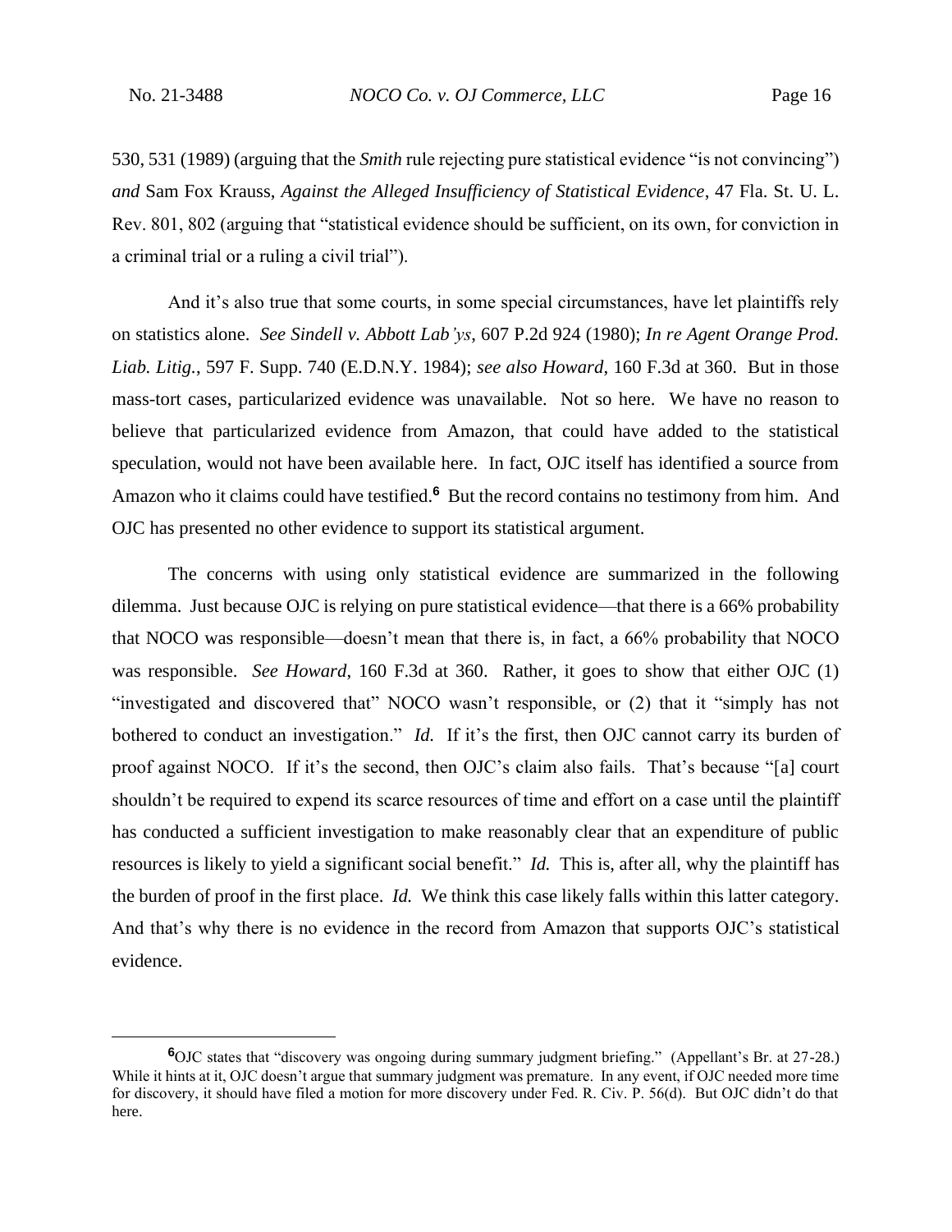530, 531 (1989) (arguing that the *Smith* rule rejecting pure statistical evidence "is not convincing") *and* Sam Fox Krauss, *Against the Alleged Insufficiency of Statistical Evidence*, 47 Fla. St. U. L. Rev. 801, 802 (arguing that "statistical evidence should be sufficient, on its own, for conviction in a criminal trial or a ruling a civil trial").

And it's also true that some courts, in some special circumstances, have let plaintiffs rely on statistics alone. *See Sindell v. Abbott Lab'ys*, 607 P.2d 924 (1980); *In re Agent Orange Prod. Liab. Litig.*, 597 F. Supp. 740 (E.D.N.Y. 1984); *see also Howard*, 160 F.3d at 360. But in those mass-tort cases, particularized evidence was unavailable. Not so here. We have no reason to believe that particularized evidence from Amazon, that could have added to the statistical speculation, would not have been available here. In fact, OJC itself has identified a source from Amazon who it claims could have testified.[6] But the record contains no testimony from him. And OJC has presented no other evidence to support its statistical argument.

The concerns with using only statistical evidence are summarized in the following dilemma. Just because OJC is relying on pure statistical evidence—that there is a 66% probability that NOCO was responsible—doesn't mean that there is, in fact, a 66% probability that NOCO was responsible. *See Howard*, 160 F.3d at 360. Rather, it goes to show that either OJC (1) "investigated and discovered that" NOCO wasn't responsible, or (2) that it "simply has not bothered to conduct an investigation." *Id.* If it's the first, then OJC cannot carry its burden of proof against NOCO. If it's the second, then OJC's claim also fails. That's because "[a] court shouldn't be required to expend its scarce resources of time and effort on a case until the plaintiff has conducted a sufficient investigation to make reasonably clear that an expenditure of public resources is likely to yield a significant social benefit." *Id.* This is, after all, why the plaintiff has the burden of proof in the first place. *Id.* We think this case likely falls within this latter category. And that's why there is no evidence in the record from Amazon that supports OJC's statistical evidence.

---

[6] OJC states that "discovery was ongoing during summary judgment briefing." (Appellant's Br. at 27-28.) While it hints at it, OJC doesn't argue that summary judgment was premature. In any event, if OJC needed more time for discovery, it should have filed a motion for more discovery under Fed. R. Civ. P. 56(d). But OJC didn't do that here.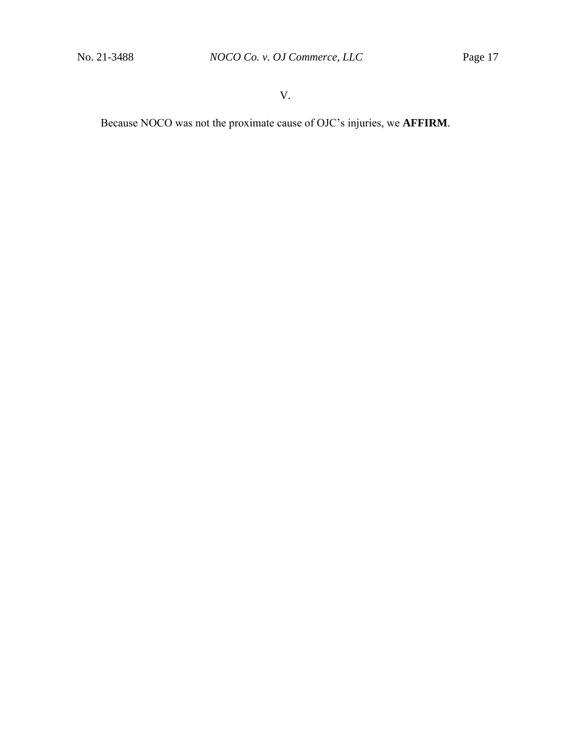## V.

Because NOCO was not the proximate cause of OJC's injuries, we **AFFIRM**.